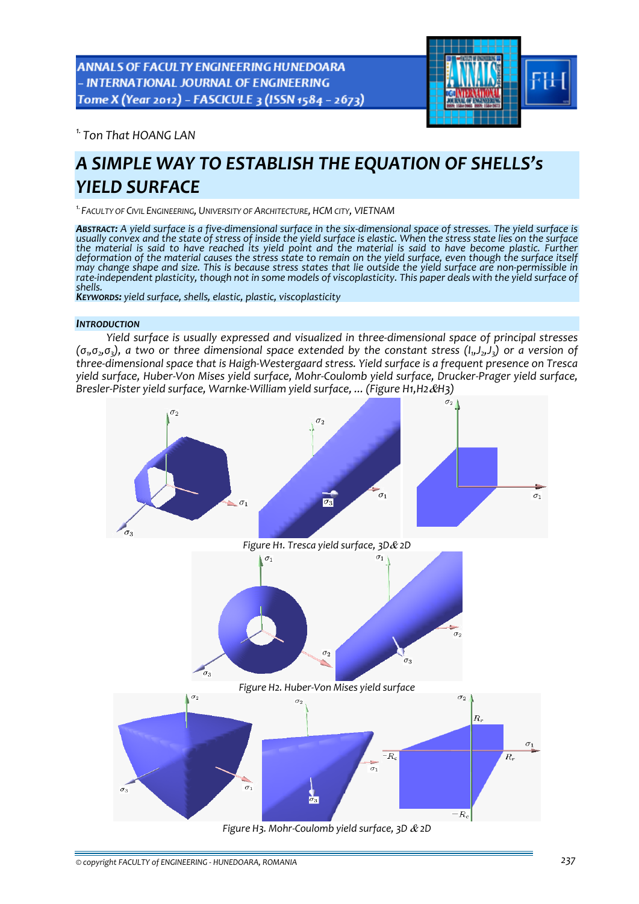[1.] Ton That HOANG LAN

# A SIMPLE WAY TO ESTABLISH THE EQUATION OF SHELLS's YIELD SURFACE

[1.] FACULTY OF CIVIL ENGINEERING, UNIVERSITY OF ARCHITECTURE, HCM CITY, VIETNAM

***ABSTRACT:*** *A yield surface is a five-dimensional surface in the six-dimensional space of stresses. The yield surface is usually convex and the state of stress of inside the yield surface is elastic. When the stress state lies on the surface the material is said to have reached its yield point and the material is said to have become plastic. Further deformation of the material causes the stress state to remain on the yield surface, even though the surface itself may change shape and size. This is because stress states that lie outside the yield surface are non-permissible in rate-independent plasticity, though not in some models of viscoplasticity. This paper deals with the yield surface of shells.*

***KEYWORDS:*** *yield surface, shells, elastic, plastic, viscoplasticity*

## INTRODUCTION

*Yield surface is usually expressed and visualized in three-dimensional space of principal stresses ($\sigma_1$,$\sigma_2$,$\sigma_3$), a two or three dimensional space extended by the constant stress ($I_1$,$J_2$,$J_3$) or a version of three-dimensional space that is Haigh-Westergaard stress. Yield surface is a frequent presence on Tresca yield surface, Huber-Von Mises yield surface, Mohr-Coulomb yield surface, Drucker-Prager yield surface, Bresler-Pister yield surface, Warnke-William yield surface, ... (Figure H1,H2&H3)*

Figure H1. Tresca yield surface, 3D& 2D

Figure H2. Huber-Von Mises yield surface

Figure H3. Mohr-Coulomb yield surface, 3D & 2D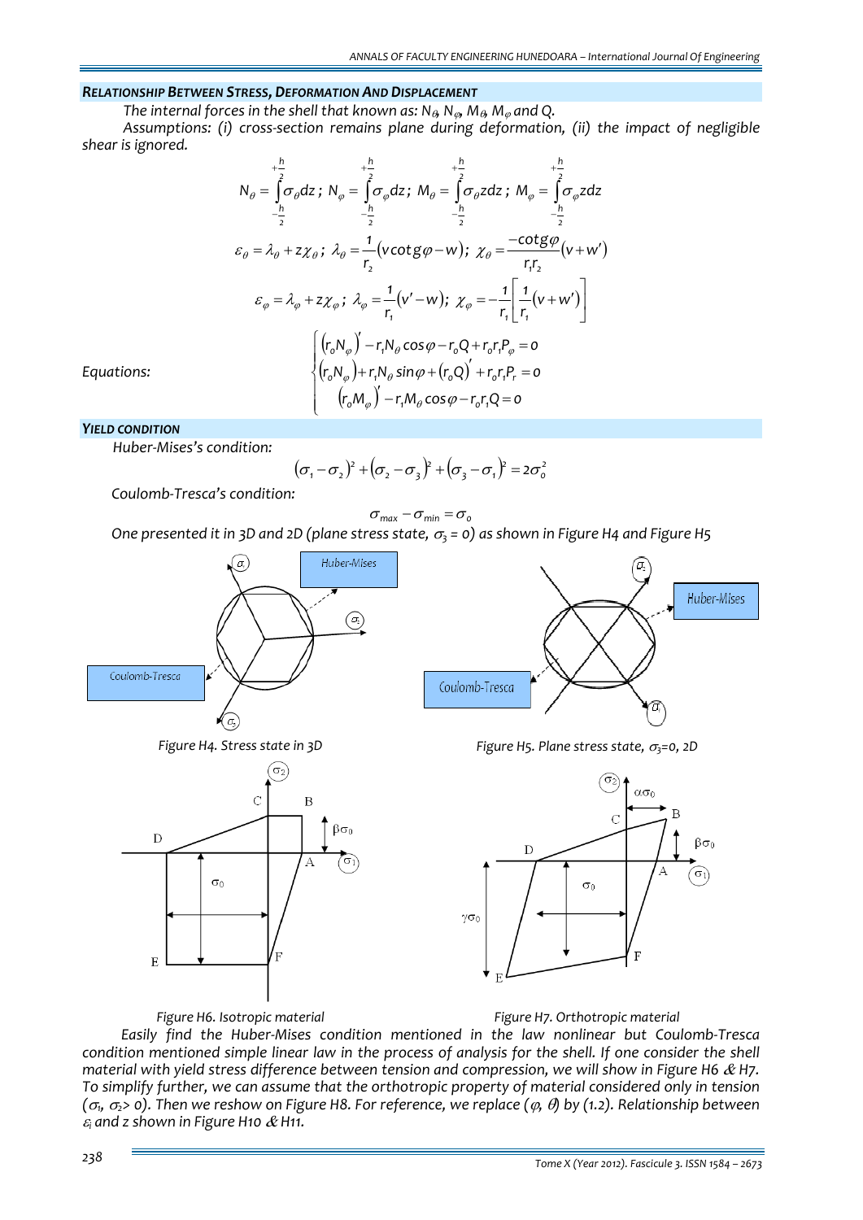### RELATIONSHIP BETWEEN STRESS, DEFORMATION AND DISPLACEMENT

*The internal forces in the shell that known as: $N_\theta$, $N_\varphi$, $M_\theta$, $M_\varphi$ and Q.*

*Assumptions: (i) cross-section remains plane during deformation, (ii) the impact of negligible shear is ignored.*

$$N_\theta = \int_{-\frac{h}{2}}^{+\frac{h}{2}} \sigma_\theta dz;\ N_\varphi = \int_{-\frac{h}{2}}^{+\frac{h}{2}} \sigma_\varphi dz;\ M_\theta = \int_{-\frac{h}{2}}^{+\frac{h}{2}} \sigma_\theta z dz;\ M_\varphi = \int_{-\frac{h}{2}}^{+\frac{h}{2}} \sigma_\varphi z dz$$

$$\varepsilon_\theta = \lambda_\theta + z\chi_\theta;\ \lambda_\theta = \frac{1}{r_2}(v\cot g\varphi - w);\ \chi_\theta = \frac{-\cot g\varphi}{r_1 r_2}(v + w')$$

$$\varepsilon_\varphi = \lambda_\varphi + z\chi_\varphi;\ \lambda_\varphi = \frac{1}{r_1}(v' - w);\ \chi_\varphi = -\frac{1}{r_1}\left[\frac{1}{r_1}(v + w')\right]$$

*Equations:*

$$\begin{cases} (r_o N_\varphi)' - r_1 N_\theta \cos\varphi - r_o Q + r_o r_1 P_\varphi = 0 \\ (r_o N_\varphi) + r_1 N_\theta \sin\varphi + (r_o Q)' + r_o r_1 P_r = 0 \\ (r_o M_\varphi)' - r_1 M_\theta \cos\varphi - r_o r_1 Q = 0 \end{cases}$$

### YIELD CONDITION

*Huber-Mises's condition:*

$$(\sigma_1 - \sigma_2)^2 + (\sigma_2 - \sigma_3)^2 + (\sigma_3 - \sigma_1)^2 = 2\sigma_o^2$$

*Coulomb-Tresca's condition:*

$$\sigma_{max} - \sigma_{min} = \sigma_o$$

*One presented it in 3D and 2D (plane stress state, $\sigma_3 = 0$) as shown in Figure H4 and Figure H5*

*Figure H4. Stress state in 3D*

*Figure H5. Plane stress state, $\sigma_3$=0, 2D*

*Figure H6. Isotropic material*

*Figure H7. Orthotropic material*

*Easily find the Huber-Mises condition mentioned in the law nonlinear but Coulomb-Tresca condition mentioned simple linear law in the process of analysis for the shell. If one consider the shell material with yield stress difference between tension and compression, we will show in Figure H6 & H7. To simplify further, we can assume that the orthotropic property of material considered only in tension ($\sigma_1$, $\sigma_2$> 0). Then we reshow on Figure H8. For reference, we replace ($\varphi$, $\theta$) by (1.2). Relationship between $\varepsilon_i$ and z shown in Figure H10 & H11.*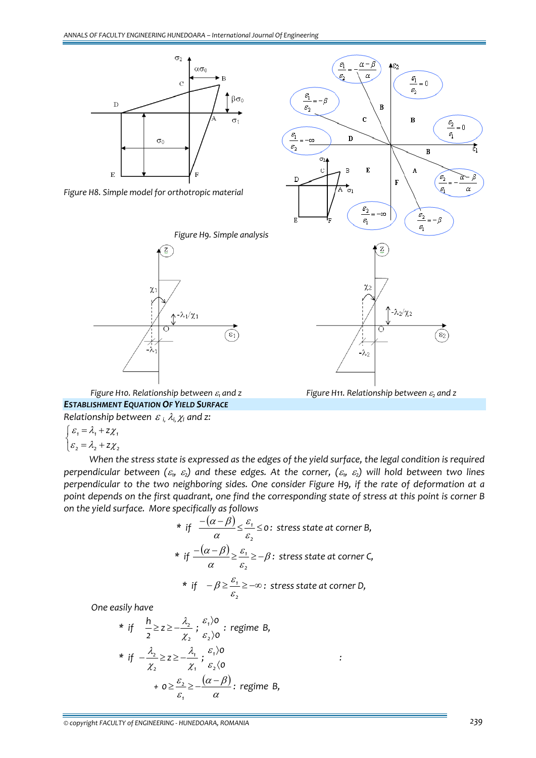Figure H8. Simple model for orthotropic material

Figure H9. Simple analysis

Figure H10. Relationship between $\varepsilon_1$ and z

Figure H11. Relationship between $\varepsilon_2$ and z

## ESTABLISHMENT EQUATION OF YIELD SURFACE

*Relationship between $\varepsilon_i$, $\lambda_i$, $\chi_i$ and z:*

$$\begin{cases} \varepsilon_1 = \lambda_1 + z\chi_1 \\ \varepsilon_2 = \lambda_2 + z\chi_2 \end{cases}$$

*When the stress state is expressed as the edges of the yield surface, the legal condition is required perpendicular between ($\varepsilon_1$, $\varepsilon_2$) and these edges. At the corner, ($\varepsilon_1$, $\varepsilon_2$) will hold between two lines perpendicular to the two neighboring sides. One consider Figure H9, if the rate of deformation at a point depends on the first quadrant, one find the corresponding state of stress at this point is corner B on the yield surface. More specifically as follows*

* if $\frac{-(\alpha-\beta)}{\alpha} \le \frac{\varepsilon_1}{\varepsilon_2} \le 0$: *stress state at corner B,*
* if $\frac{-(\alpha-\beta)}{\alpha} \ge \frac{\varepsilon_1}{\varepsilon_2} \ge -\beta$: *stress state at corner C,*
* if $-\beta \ge \frac{\varepsilon_1}{\varepsilon_2} \ge -\infty$: *stress state at corner D,*

*One easily have*

* if $\frac{h}{2} \ge z \ge -\frac{\lambda_2}{\chi_2}$ ; $\varepsilon_1 \rangle 0$, $\varepsilon_2 \rangle 0$ : *regime B,*
* if $-\frac{\lambda_2}{\chi_2} \ge z \ge -\frac{\lambda_1}{\chi_1}$ ; $\varepsilon_1 \rangle 0$, $\varepsilon_2 \langle 0$ :
  + $0 \ge \frac{\varepsilon_2}{\varepsilon_1} \ge -\frac{(\alpha-\beta)}{\alpha}$: *regime B,*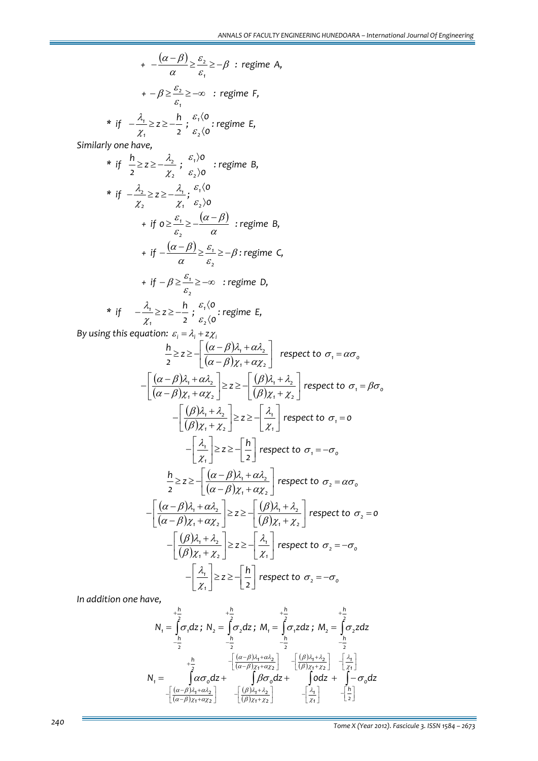+ $-\dfrac{(\alpha-\beta)}{\alpha} \geq \dfrac{\varepsilon_2}{\varepsilon_1} \geq -\beta$ : *regime A*,

+ $-\beta \geq \dfrac{\varepsilon_2}{\varepsilon_1} \geq -\infty$ : *regime F*,

\* if $-\dfrac{\lambda_1}{\chi_1} \geq z \geq -\dfrac{h}{2}$ ; $\begin{matrix}\varepsilon_1 \langle 0 \\ \varepsilon_2 \langle 0\end{matrix}$ : *regime E*,

*Similarly one have,*

\* if $\dfrac{h}{2} \geq z \geq -\dfrac{\lambda_2}{\chi_2}$ ; $\begin{matrix}\varepsilon_1 \rangle 0 \\ \varepsilon_2 \rangle 0\end{matrix}$ : *regime B*,

\* if $-\dfrac{\lambda_2}{\chi_2} \geq z \geq -\dfrac{\lambda_1}{\chi_1}$; $\begin{matrix}\varepsilon_1 \langle 0 \\ \varepsilon_2 \rangle 0\end{matrix}$

+ if $0 \geq \dfrac{\varepsilon_1}{\varepsilon_2} \geq -\dfrac{(\alpha-\beta)}{\alpha}$ : *regime B*,

+ if $-\dfrac{(\alpha-\beta)}{\alpha} \geq \dfrac{\varepsilon_1}{\varepsilon_2} \geq -\beta$ : *regime C*,

+ if $-\beta \geq \dfrac{\varepsilon_1}{\varepsilon_2} \geq -\infty$ : *regime D*,

\* if $-\dfrac{\lambda_1}{\chi_1} \geq z \geq -\dfrac{h}{2}$ ; $\begin{matrix}\varepsilon_1 \langle 0 \\ \varepsilon_2 \langle 0\end{matrix}$ : *regime E*,

*By using this equation:* $\varepsilon_i = \lambda_i + z\chi_i$

$$\frac{h}{2} \geq z \geq -\left[\frac{(\alpha-\beta)\lambda_1 + \alpha\lambda_2}{(\alpha-\beta)\chi_1 + \alpha\chi_2}\right] \text{ respect to } \sigma_1 = \alpha\sigma_o$$

$$-\left[\frac{(\alpha-\beta)\lambda_1 + \alpha\lambda_2}{(\alpha-\beta)\chi_1 + \alpha\chi_2}\right] \geq z \geq -\left[\frac{(\beta)\lambda_1 + \lambda_2}{(\beta)\chi_1 + \chi_2}\right] \text{ respect to } \sigma_1 = \beta\sigma_o$$

$$-\left[\frac{(\beta)\lambda_1 + \lambda_2}{(\beta)\chi_1 + \chi_2}\right] \geq z \geq -\left[\frac{\lambda_1}{\chi_1}\right] \text{ respect to } \sigma_1 = 0$$

$$-\left[\frac{\lambda_1}{\chi_1}\right] \geq z \geq -\left[\frac{h}{2}\right] \text{ respect to } \sigma_1 = -\sigma_o$$

$$\frac{h}{2} \geq z \geq -\left[\frac{(\alpha-\beta)\lambda_1 + \alpha\lambda_2}{(\alpha-\beta)\chi_1 + \alpha\chi_2}\right] \text{ respect to } \sigma_2 = \alpha\sigma_o$$

$$-\left[\frac{(\alpha-\beta)\lambda_1 + \alpha\lambda_2}{(\alpha-\beta)\chi_1 + \alpha\chi_2}\right] \geq z \geq -\left[\frac{(\beta)\lambda_1 + \lambda_2}{(\beta)\chi_1 + \chi_2}\right] \text{ respect to } \sigma_2 = 0$$

$$-\left[\frac{(\beta)\lambda_1 + \lambda_2}{(\beta)\chi_1 + \chi_2}\right] \geq z \geq -\left[\frac{\lambda_1}{\chi_1}\right] \text{ respect to } \sigma_2 = -\sigma_o$$

$$-\left[\frac{\lambda_1}{\chi_1}\right] \geq z \geq -\left[\frac{h}{2}\right] \text{ respect to } \sigma_2 = -\sigma_o$$

*In addition one have,*

$$N_1 = \int_{-\frac{h}{2}}^{+\frac{h}{2}} \sigma_1 dz\,;\; N_2 = \int_{-\frac{h}{2}}^{+\frac{h}{2}} \sigma_2 dz\,;\; M_1 = \int_{-\frac{h}{2}}^{+\frac{h}{2}} \sigma_1 z dz\,;\; M_2 = \int_{-\frac{h}{2}}^{+\frac{h}{2}} \sigma_2 z dz$$

$$N_1 = \int_{-\left[\frac{(\alpha-\beta)\lambda_1+\alpha\lambda_2}{(\alpha-\beta)\chi_1+\alpha\chi_2}\right]}^{+\frac{h}{2}} \alpha\sigma_o dz + \int_{-\left[\frac{(\beta)\lambda_1+\lambda_2}{(\beta)\chi_1+\chi_2}\right]}^{-\left[\frac{(\alpha-\beta)\lambda_1+\alpha\lambda_2}{(\alpha-\beta)\chi_1+\alpha\chi_2}\right]} \beta\sigma_o dz + \int_{-\left[\frac{\lambda_1}{\chi_1}\right]}^{-\left[\frac{(\beta)\lambda_1+\lambda_2}{(\beta)\chi_1+\chi_2}\right]} 0 dz + \int_{-\left[\frac{h}{2}\right]}^{-\left[\frac{\lambda_1}{\chi_1}\right]} -\sigma_o dz$$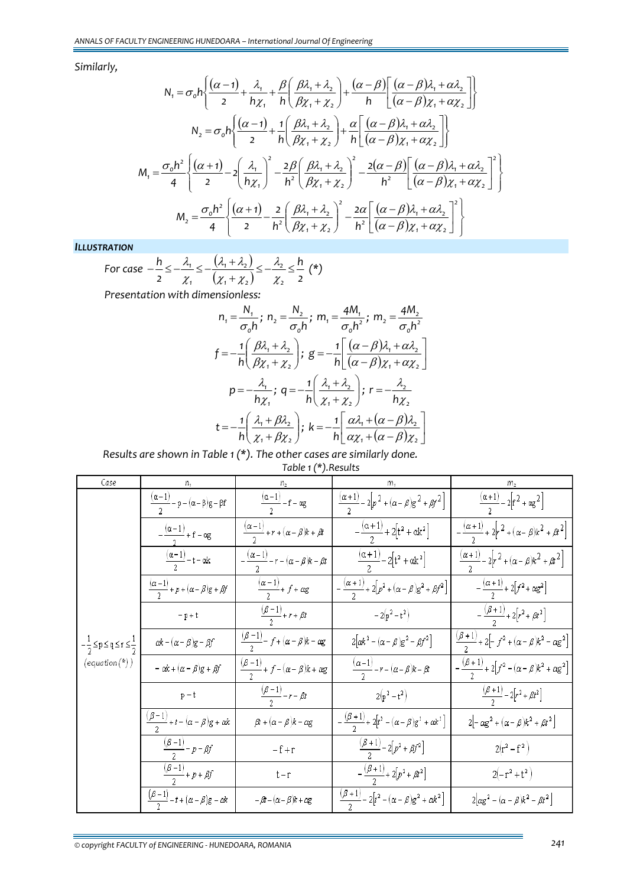Similarly,

$$N_1 = \sigma_0 h\left\{\frac{(\alpha-1)}{2} + \frac{\lambda_1}{h\chi_1} + \frac{\beta}{h}\left(\frac{\beta\lambda_1+\lambda_2}{\beta\chi_1+\chi_2}\right) + \frac{(\alpha-\beta)}{h}\left[\frac{(\alpha-\beta)\lambda_1+\alpha\lambda_2}{(\alpha-\beta)\chi_1+\alpha\chi_2}\right]\right\}$$

$$N_2 = \sigma_0 h\left\{\frac{(\alpha-1)}{2} + \frac{1}{h}\left(\frac{\beta\lambda_1+\lambda_2}{\beta\chi_1+\chi_2}\right) + \frac{\alpha}{h}\left[\frac{(\alpha-\beta)\lambda_1+\alpha\lambda_2}{(\alpha-\beta)\chi_1+\alpha\chi_2}\right]\right\}$$

$$M_1 = \frac{\sigma_0 h^2}{4}\left\{\frac{(\alpha+1)}{2} - 2\left(\frac{\lambda_1}{h\chi_1}\right)^2 - \frac{2\beta}{h^2}\left(\frac{\beta\lambda_1+\lambda_2}{\beta\chi_1+\chi_2}\right)^2 - \frac{2(\alpha-\beta)}{h^2}\left[\frac{(\alpha-\beta)\lambda_1+\alpha\lambda_2}{(\alpha-\beta)\chi_1+\alpha\chi_2}\right]^2\right\}$$

$$M_2 = \frac{\sigma_0 h^2}{4}\left\{\frac{(\alpha+1)}{2} - \frac{2}{h^2}\left(\frac{\beta\lambda_1+\lambda_2}{\beta\chi_1+\chi_2}\right)^2 - \frac{2\alpha}{h^2}\left[\frac{(\alpha-\beta)\lambda_1+\alpha\lambda_2}{(\alpha-\beta)\chi_1+\alpha\chi_2}\right]^2\right\}$$

***ILLUSTRATION***

For case $-\frac{h}{2} \le -\frac{\lambda_1}{\chi_1} \le -\frac{(\lambda_1+\lambda_2)}{(\chi_1+\chi_2)} \le -\frac{\lambda_2}{\chi_2} \le \frac{h}{2}$ (*)

Presentation with dimensionless:

$$n_1 = \frac{N_1}{\sigma_0 h};\ n_2 = \frac{N_2}{\sigma_0 h};\ m_1 = \frac{4M_1}{\sigma_0 h^2};\ m_2 = \frac{4M_2}{\sigma_0 h^2}$$

$$f = -\frac{1}{h}\left(\frac{\beta\lambda_1+\lambda_2}{\beta\chi_1+\chi_2}\right);\ g = -\frac{1}{h}\left[\frac{(\alpha-\beta)\lambda_1+\alpha\lambda_2}{(\alpha-\beta)\chi_1+\alpha\chi_2}\right]$$

$$p = -\frac{\lambda_1}{h\chi_1};\ q = -\frac{1}{h}\left(\frac{\lambda_1+\lambda_2}{\chi_1+\chi_2}\right);\ r = -\frac{\lambda_2}{h\chi_2}$$

$$t = -\frac{1}{h}\left(\frac{\lambda_1+\beta\lambda_2}{\chi_1+\beta\chi_2}\right);\ k = -\frac{1}{h}\left[\frac{\alpha\lambda_1+(\alpha-\beta)\lambda_2}{\alpha\chi_1+(\alpha-\beta)\chi_2}\right]$$

Results are shown in Table 1 (*). The other cases are similarly done.

*Table 1 (*).Results*

| Case | $n_1$ | $n_2$ | $m_1$ | $m_2$ |
|---|---|---|---|---|
| $-\frac{1}{2} \le p \le q \le r \le \frac{1}{2}$ (equation (*)) | $\frac{(\alpha-1)}{2} - p - (\alpha-\beta)g - \beta f$ | $\frac{(\alpha-1)}{2} - f - \alpha g$ | $\frac{(\alpha+1)}{2} - 2\left[p^2 + (\alpha-\beta)g^2 + \beta f^2\right]$ | $\frac{(\alpha+1)}{2} - 2\left[f^2 + \alpha g^2\right]$ |
| | $-\frac{(\alpha-1)}{2} + f - \alpha g$ | $\frac{(\alpha-1)}{2} + r + (\alpha-\beta)k + \beta t$ | $-\frac{(\alpha+1)}{2} + 2\left[t^2 + \alpha k^2\right]$ | $-\frac{(\alpha+1)}{2} + 2\left[r^2 + (\alpha-\beta)k^2 + \beta t^2\right]$ |
| | $\frac{(\alpha-1)}{2} - t - \alpha k$ | $-\frac{(\alpha-1)}{2} - r - (\alpha-\beta)k - \beta t$ | $\frac{(\alpha+1)}{2} - 2\left[t^2 + \alpha k^2\right]$ | $\frac{(\alpha+1)}{2} - 2\left[r^2 + (\alpha-\beta)k^2 + \beta t^2\right]$ |
| | $\frac{(\alpha-1)}{2} + p + (\alpha-\beta)g + \beta f$ | $\frac{(\alpha-1)}{2} + f + \alpha g$ | $-\frac{(\alpha+1)}{2} + 2\left[p^2 + (\alpha-\beta)g^2 + \beta f^2\right]$ | $-\frac{(\alpha+1)}{2} + 2\left[f^2 + \alpha g^2\right]$ |
| | $-p + t$ | $\frac{(\beta-1)}{2} + r + \beta t$ | $-2\left(p^2 - t^2\right)$ | $-\frac{(\beta+1)}{2} + 2\left[r^2 + \beta t^2\right]$ |
| | $\alpha k - (\alpha-\beta)g - \beta f$ | $\frac{(\beta-1)}{2} - f + (\alpha-\beta)k - \alpha g$ | $2\left[\alpha k^2 - (\alpha-\beta)g^2 - \beta f^2\right]$ | $\frac{(\beta+1)}{2} + 2\left[-f^2 + (\alpha-\beta)k^2 - \alpha g^2\right]$ |
| | $-\alpha k + (\alpha-\beta)g + \beta f$ | $\frac{(\beta-1)}{2} + f - (\alpha-\beta)k + \alpha g$ | $\frac{(\alpha-1)}{2} - r - (\alpha-\beta)k - \beta t$ | $-\frac{(\beta+1)}{2} + 2\left[f^2 - (\alpha-\beta)k^2 + \alpha g^2\right]$ |
| | $p - t$ | $\frac{(\beta-1)}{2} - r - \beta t$ | $2\left(p^2 - t^2\right)$ | $\frac{(\beta+1)}{2} - 2\left[r^2 + \beta t^2\right]$ |
| | $\frac{(\beta-1)}{2} + t - (\alpha-\beta)g + \alpha k$ | $\beta t + (\alpha-\beta)k - \alpha g$ | $-\frac{(\beta+1)}{2} + 2\left[t^2 - (\alpha-\beta)g^2 + \alpha k^2\right]$ | $2\left[-\alpha g^2 + (\alpha-\beta)k^2 + \beta t^2\right]$ |
| | $\frac{(\beta-1)}{2} - p - \beta f$ | $-f + r$ | $\frac{(\beta+1)}{2} - 2\left[p^2 + \beta f^2\right]$ | $2\left(r^2 - f^2\right)$ |
| | $\frac{(\beta-1)}{2} + p + \beta f$ | $t - r$ | $-\frac{(\beta+1)}{2} + 2\left[p^2 + \beta t^2\right]$ | $2\left(-r^2 + t^2\right)$ |
| | $\frac{(\beta-1)}{2} - t + (\alpha-\beta)g - \alpha k$ | $-\beta t - (\alpha-\beta)k + \alpha g$ | $\frac{(\beta+1)}{2} - 2\left[t^2 - (\alpha-\beta)g^2 + \alpha k^2\right]$ | $2\left[\alpha g^2 - (\alpha-\beta)k^2 - \beta t^2\right]$ |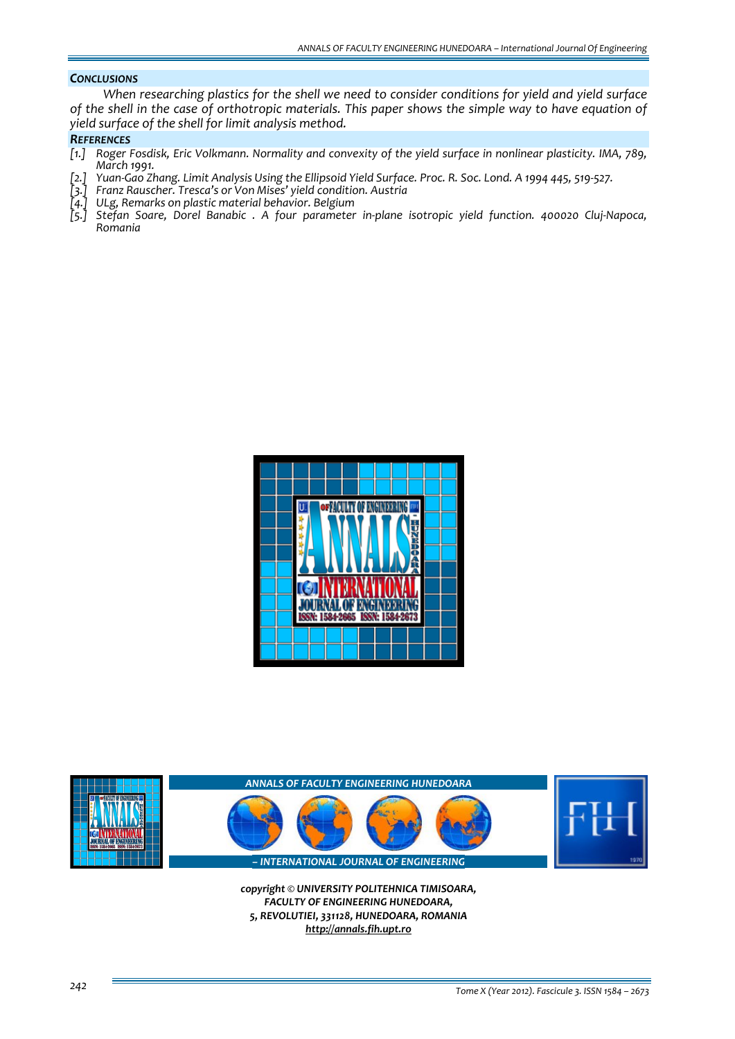## CONCLUSIONS

*When researching plastics for the shell we need to consider conditions for yield and yield surface of the shell in the case of orthotropic materials. This paper shows the simple way to have equation of yield surface of the shell for limit analysis method.*

## REFERENCES

[1.] Roger Fosdisk, Eric Volkmann. Normality and convexity of the yield surface in nonlinear plasticity. IMA, 789, March 1991.

[2.] Yuan-Gao Zhang. Limit Analysis Using the Ellipsoid Yield Surface. Proc. R. Soc. Lond. A 1994 445, 519-527.

[3.] Franz Rauscher. Tresca's or Von Mises' yield condition. Austria

[4.] ULg, Remarks on plastic material behavior. Belgium

[5.] Stefan Soare, Dorel Banabic . A four parameter in-plane isotropic yield function. 400020 Cluj-Napoca, Romania

ANNALS OF FACULTY ENGINEERING HUNEDOARA

– INTERNATIONAL JOURNAL OF ENGINEERING

***copyright © UNIVERSITY POLITEHNICA TIMISOARA,***
***FACULTY OF ENGINEERING HUNEDOARA,***
***5, REVOLUTIEI, 331128, HUNEDOARA, ROMANIA***
***http://annals.fih.upt.ro***